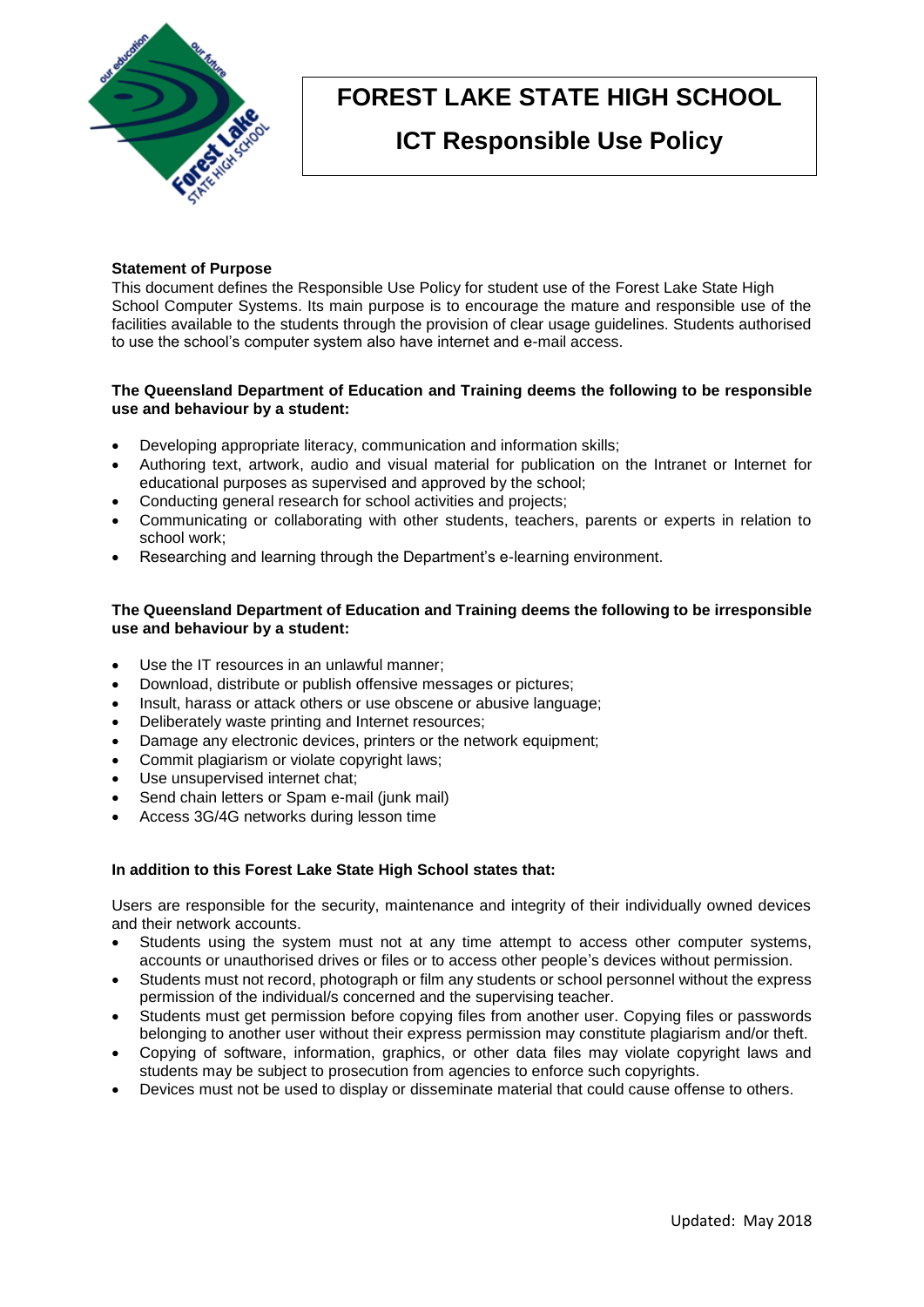# FOREST LAKE STATE HIGH SCHOOL

## ICT Responsible Use Policy

**Statement of Purpose**

This document defines the Responsible Use Policy for student use of the Forest Lake State High School Computer Systems. Its main purpose is to encourage the mature and responsible use of the facilities available to the students through the provision of clear usage guidelines. Students authorised to use the school's computer system also have internet and e-mail access.

**The Queensland Department of Education and Training deems the following to be responsible use and behaviour by a student:**

- Developing appropriate literacy, communication and information skills;
- Authoring text, artwork, audio and visual material for publication on the Intranet or Internet for educational purposes as supervised and approved by the school;
- Conducting general research for school activities and projects;
- Communicating or collaborating with other students, teachers, parents or experts in relation to school work;
- Researching and learning through the Department's e-learning environment.

**The Queensland Department of Education and Training deems the following to be irresponsible use and behaviour by a student:**

- Use the IT resources in an unlawful manner;
- Download, distribute or publish offensive messages or pictures;
- Insult, harass or attack others or use obscene or abusive language;
- Deliberately waste printing and Internet resources;
- Damage any electronic devices, printers or the network equipment;
- Commit plagiarism or violate copyright laws;
- Use unsupervised internet chat;
- Send chain letters or Spam e-mail (junk mail)
- Access 3G/4G networks during lesson time

**In addition to this Forest Lake State High School states that:**

Users are responsible for the security, maintenance and integrity of their individually owned devices and their network accounts.

- Students using the system must not at any time attempt to access other computer systems, accounts or unauthorised drives or files or to access other people's devices without permission.
- Students must not record, photograph or film any students or school personnel without the express permission of the individual/s concerned and the supervising teacher.
- Students must get permission before copying files from another user. Copying files or passwords belonging to another user without their express permission may constitute plagiarism and/or theft.
- Copying of software, information, graphics, or other data files may violate copyright laws and students may be subject to prosecution from agencies to enforce such copyrights.
- Devices must not be used to display or disseminate material that could cause offense to others.

Updated: May 2018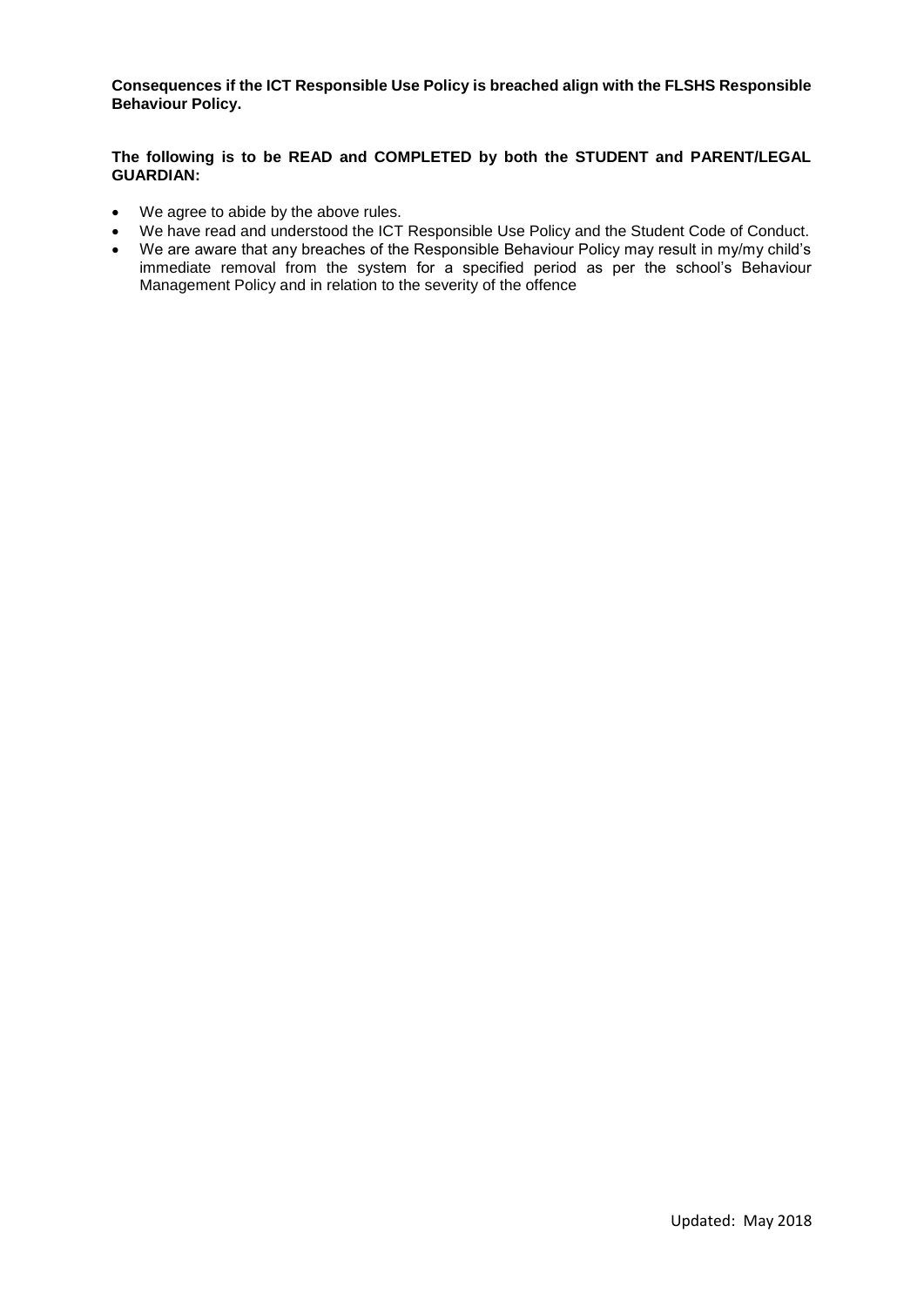**Consequences if the ICT Responsible Use Policy is breached align with the FLSHS Responsible Behaviour Policy.**

**The following is to be READ and COMPLETED by both the STUDENT and PARENT/LEGAL GUARDIAN:**

- We agree to abide by the above rules.
- We have read and understood the ICT Responsible Use Policy and the Student Code of Conduct.
- We are aware that any breaches of the Responsible Behaviour Policy may result in my/my child's immediate removal from the system for a specified period as per the school's Behaviour Management Policy and in relation to the severity of the offence

Updated: May 2018